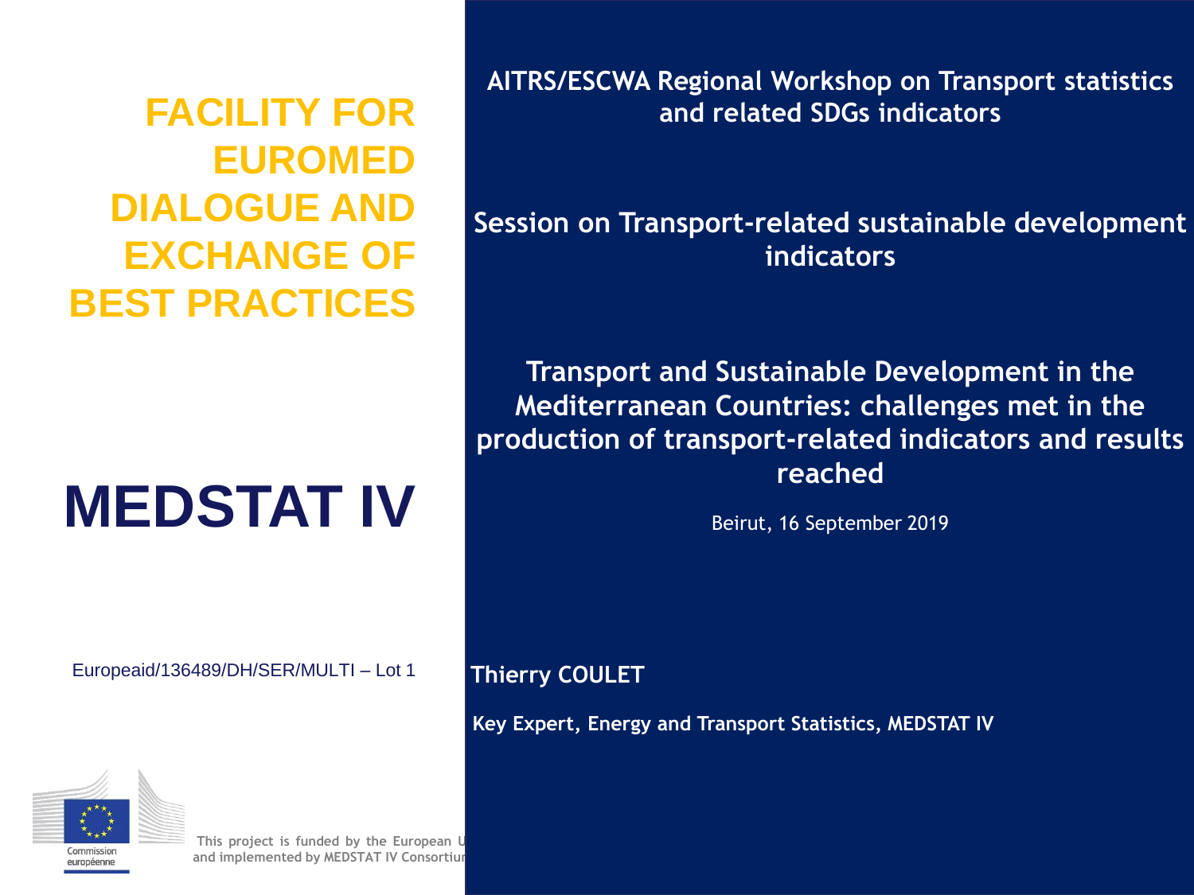# FACILITY FOR EUROMED DIALOGUE AND EXCHANGE OF BEST PRACTICES

# MEDSTAT IV

Europeaid/136489/DH/SER/MULTI – Lot 1

**AITRS/ESCWA Regional Workshop on Transport statistics and related SDGs indicators**

**Session on Transport-related sustainable development indicators**

## Transport and Sustainable Development in the Mediterranean Countries: challenges met in the production of transport-related indicators and results reached

Beirut, 16 September 2019

**Thierry COULET**

**Key Expert, Energy and Transport Statistics, MEDSTAT IV**

Commission européenne

This project is funded by the European U
and implemented by MEDSTAT IV Consortiu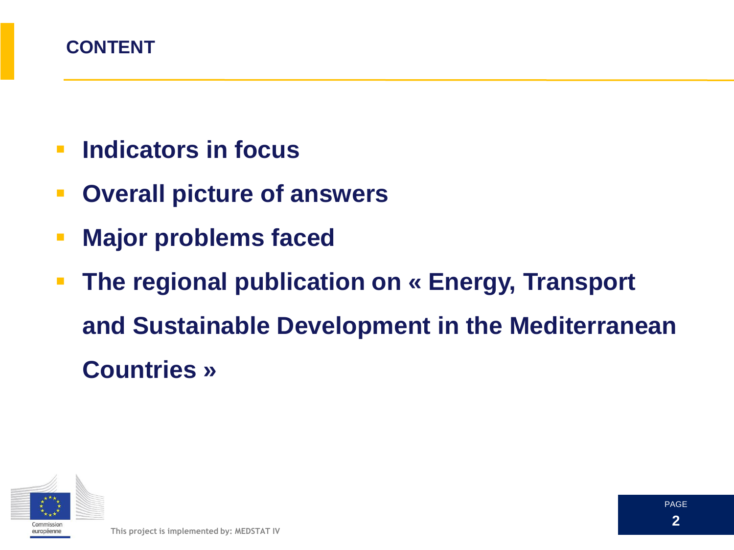# CONTENT

- **Indicators in focus**
- **Overall picture of answers**
- **Major problems faced**
- **The regional publication on « Energy, Transport and Sustainable Development in the Mediterranean Countries »**

This project is implemented by: MEDSTAT IV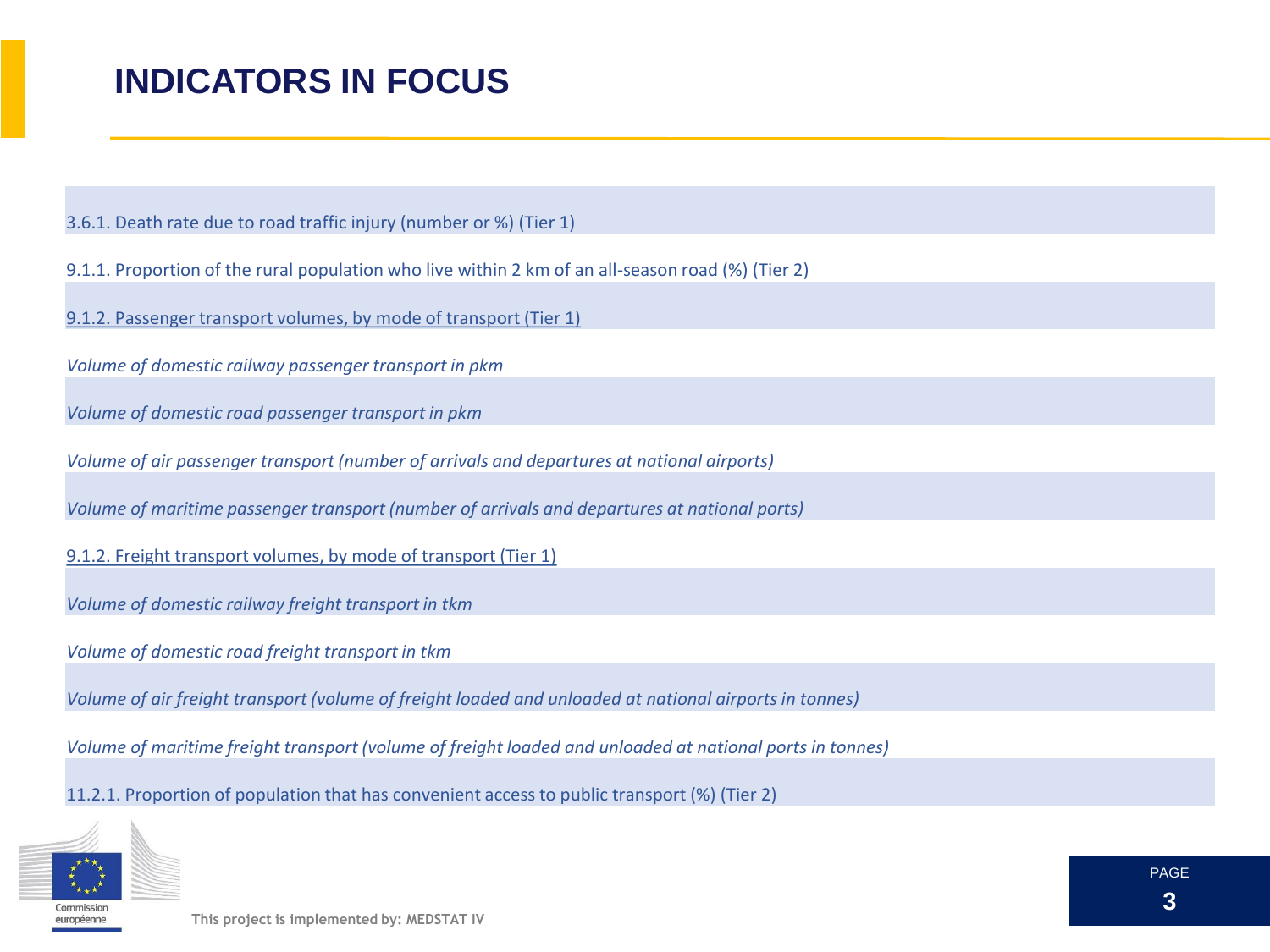# INDICATORS IN FOCUS

3.6.1. Death rate due to road traffic injury (number or %) (Tier 1)

9.1.1. Proportion of the rural population who live within 2 km of an all-season road (%) (Tier 2)

9.1.2. Passenger transport volumes, by mode of transport (Tier 1)

*Volume of domestic railway passenger transport in pkm*

*Volume of domestic road passenger transport in pkm*

*Volume of air passenger transport (number of arrivals and departures at national airports)*

*Volume of maritime passenger transport (number of arrivals and departures at national ports)*

9.1.2. Freight transport volumes, by mode of transport (Tier 1)

*Volume of domestic railway freight transport in tkm*

*Volume of domestic road freight transport in tkm*

*Volume of air freight transport (volume of freight loaded and unloaded at national airports in tonnes)*

*Volume of maritime freight transport (volume of freight loaded and unloaded at national ports in tonnes)*

11.2.1. Proportion of population that has convenient access to public transport (%) (Tier 2)

This project is implemented by: MEDSTAT IV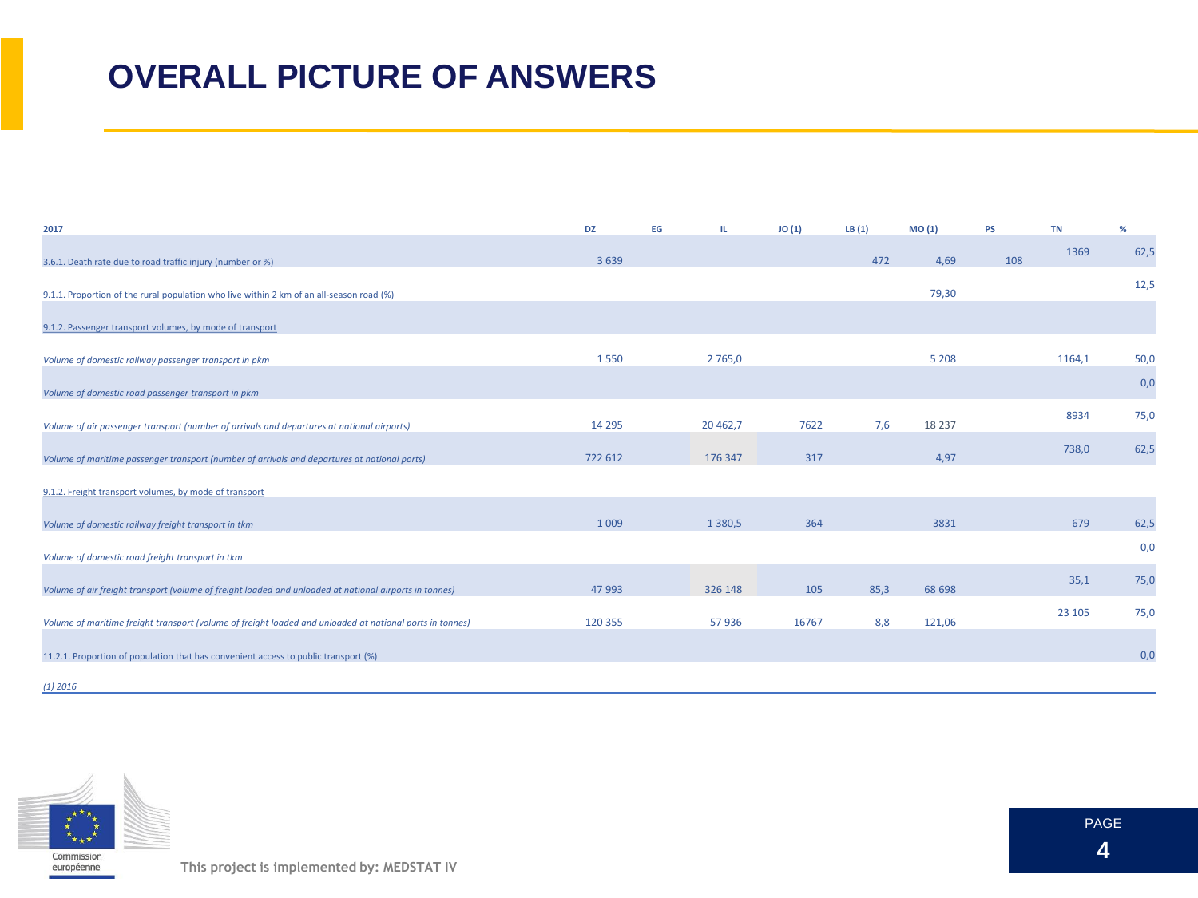# OVERALL PICTURE OF ANSWERS

| 2017 | DZ | EG | IL | JO (1) | LB (1) | MO (1) | PS | TN | % |
|---|---|---|---|---|---|---|---|---|---|
| 3.6.1. Death rate due to road traffic injury (number or %) | 3 639 | | | | 472 | 4,69 | 108 | 1369 | 62,5 |
| 9.1.1. Proportion of the rural population who live within 2 km of an all-season road (%) | | | | | | 79,30 | | | 12,5 |
| 9.1.2. Passenger transport volumes, by mode of transport | | | | | | | | | |
| *Volume of domestic railway passenger transport in pkm* | 1 550 | | 2 765,0 | | | 5 208 | | 1164,1 | 50,0 |
| *Volume of domestic road passenger transport in pkm* | | | | | | | | | 0,0 |
| *Volume of air passenger transport (number of arrivals and departures at national airports)* | 14 295 | | 20 462,7 | 7622 | 7,6 | 18 237 | | 8934 | 75,0 |
| *Volume of maritime passenger transport (number of arrivals and departures at national ports)* | 722 612 | | 176 347 | 317 | | 4,97 | | 738,0 | 62,5 |
| 9.1.2. Freight transport volumes, by mode of transport | | | | | | | | | |
| *Volume of domestic railway freight transport in tkm* | 1 009 | | 1 380,5 | 364 | | 3831 | | 679 | 62,5 |
| *Volume of domestic road freight transport in tkm* | | | | | | | | | 0,0 |
| *Volume of air freight transport (volume of freight loaded and unloaded at national airports in tonnes)* | 47 993 | | 326 148 | 105 | 85,3 | 68 698 | | 35,1 | 75,0 |
| *Volume of maritime freight transport (volume of freight loaded and unloaded at national ports in tonnes)* | 120 355 | | 57 936 | 16767 | 8,8 | 121,06 | | 23 105 | 75,0 |
| 11.2.1. Proportion of population that has convenient access to public transport (%) | | | | | | | | | 0,0 |

*(1) 2016*

This project is implemented by: MEDSTAT IV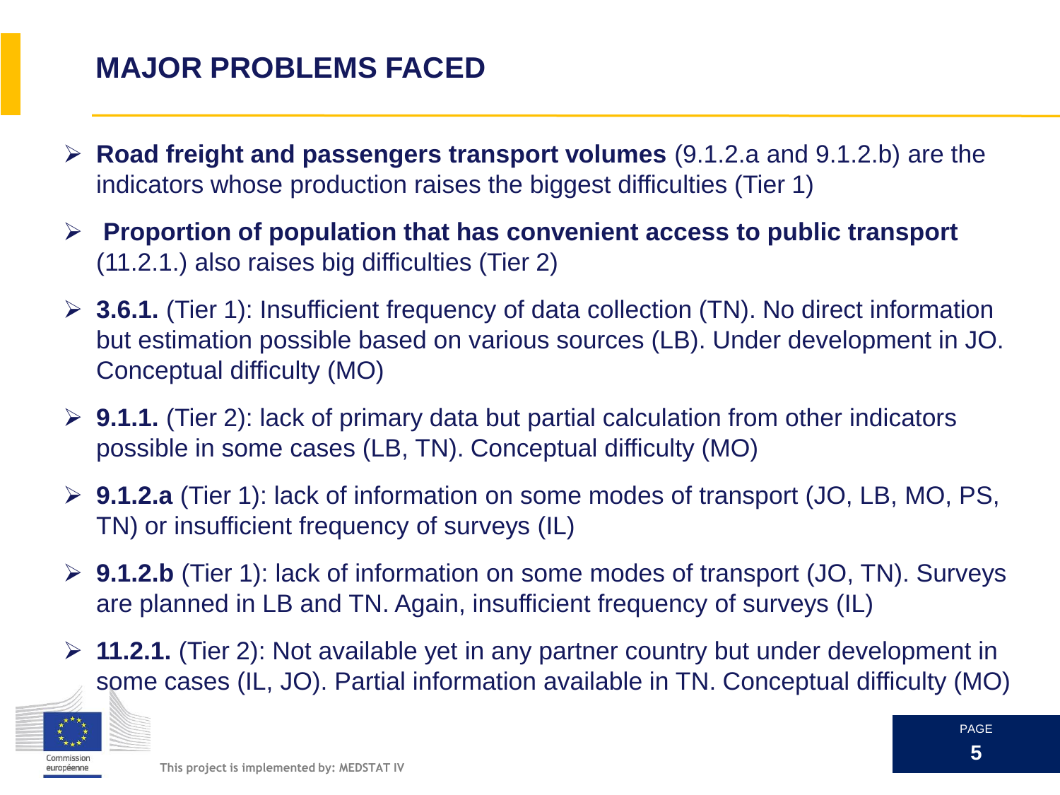## MAJOR PROBLEMS FACED

- **Road freight and passengers transport volumes** (9.1.2.a and 9.1.2.b) are the indicators whose production raises the biggest difficulties (Tier 1)
- **Proportion of population that has convenient access to public transport** (11.2.1.) also raises big difficulties (Tier 2)
- **3.6.1.** (Tier 1): Insufficient frequency of data collection (TN). No direct information but estimation possible based on various sources (LB). Under development in JO. Conceptual difficulty (MO)
- **9.1.1.** (Tier 2): lack of primary data but partial calculation from other indicators possible in some cases (LB, TN). Conceptual difficulty (MO)
- **9.1.2.a** (Tier 1): lack of information on some modes of transport (JO, LB, MO, PS, TN) or insufficient frequency of surveys (IL)
- **9.1.2.b** (Tier 1): lack of information on some modes of transport (JO, TN). Surveys are planned in LB and TN. Again, insufficient frequency of surveys (IL)
- **11.2.1.** (Tier 2): Not available yet in any partner country but under development in some cases (IL, JO). Partial information available in TN. Conceptual difficulty (MO)

This project is implemented by: MEDSTAT IV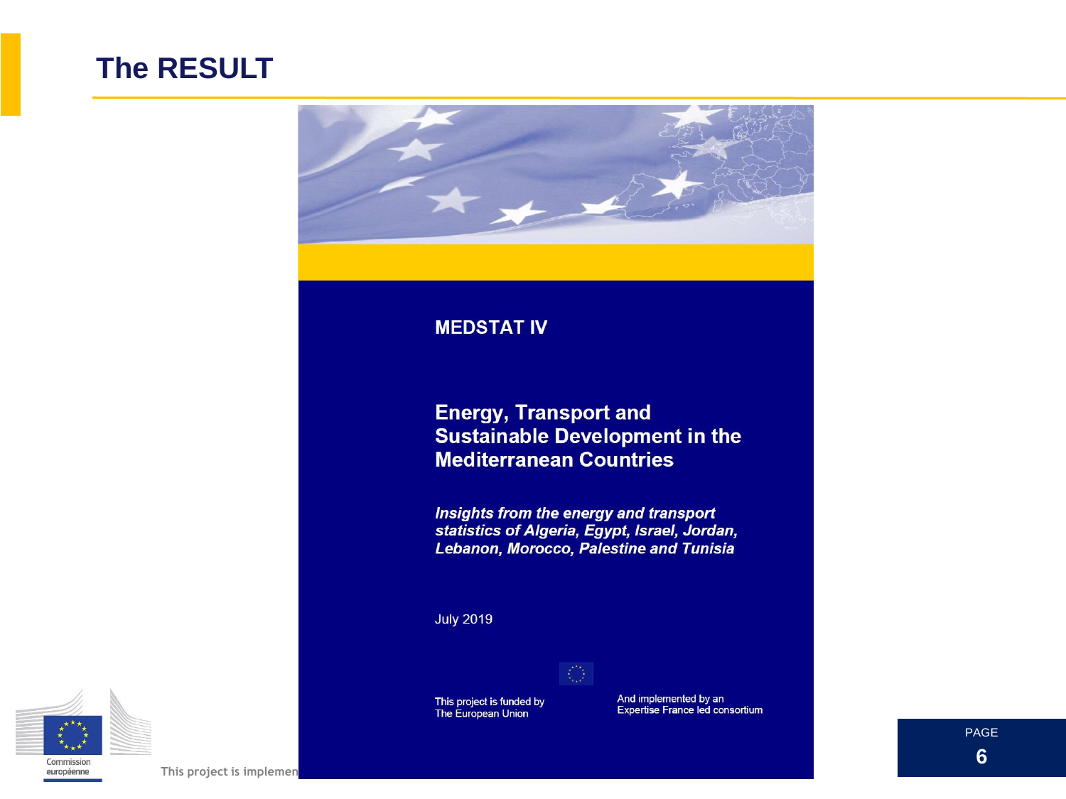# The RESULT

**MEDSTAT IV**

## Energy, Transport and Sustainable Development in the Mediterranean Countries

***Insights from the energy and transport statistics of Algeria, Egypt, Israel, Jordan, Lebanon, Morocco, Palestine and Tunisia***

July 2019

This project is funded by
The European Union

And implemented by an
Expertise France led consortium

Commission
européenne

This project is implemen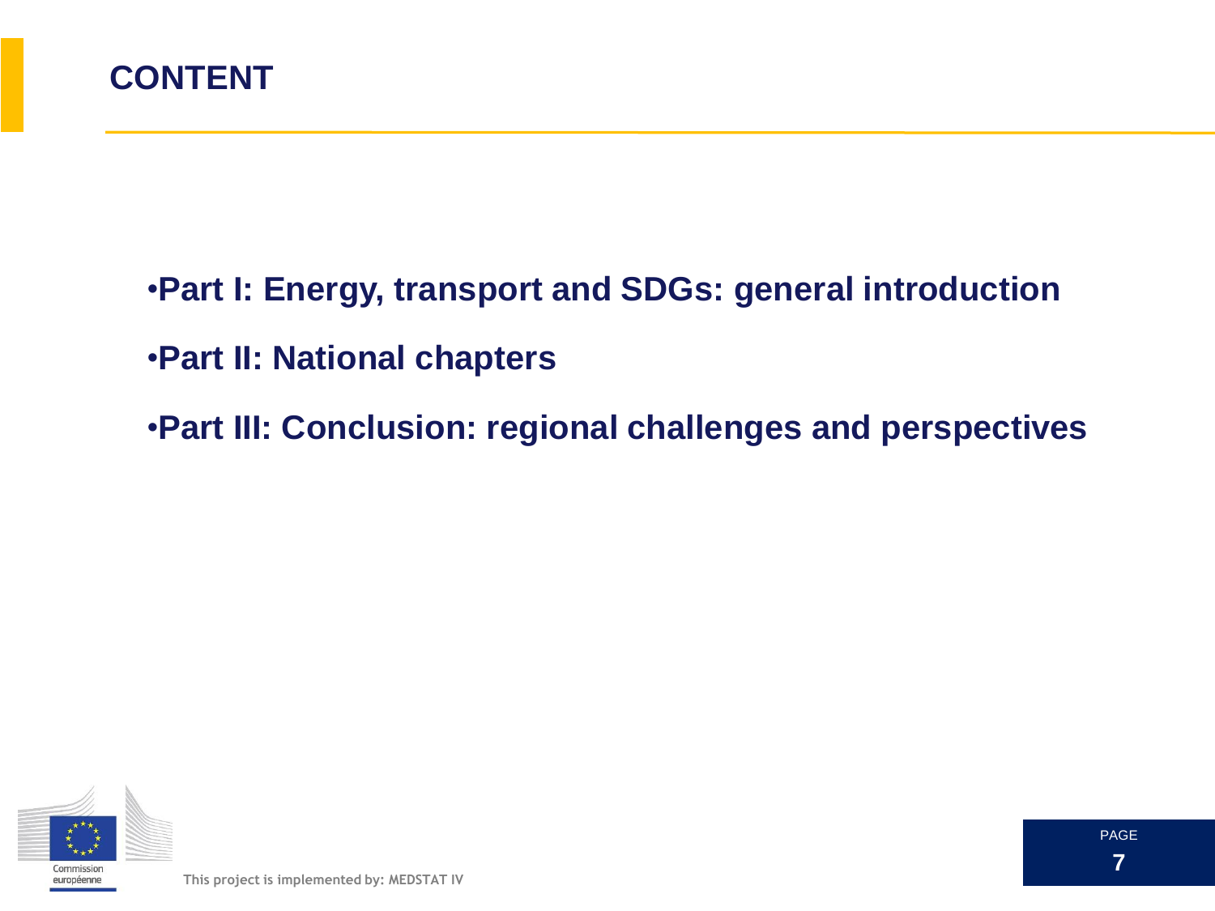# CONTENT

- **Part I: Energy, transport and SDGs: general introduction**
- **Part II: National chapters**
- **Part III: Conclusion: regional challenges and perspectives**

This project is implemented by: MEDSTAT IV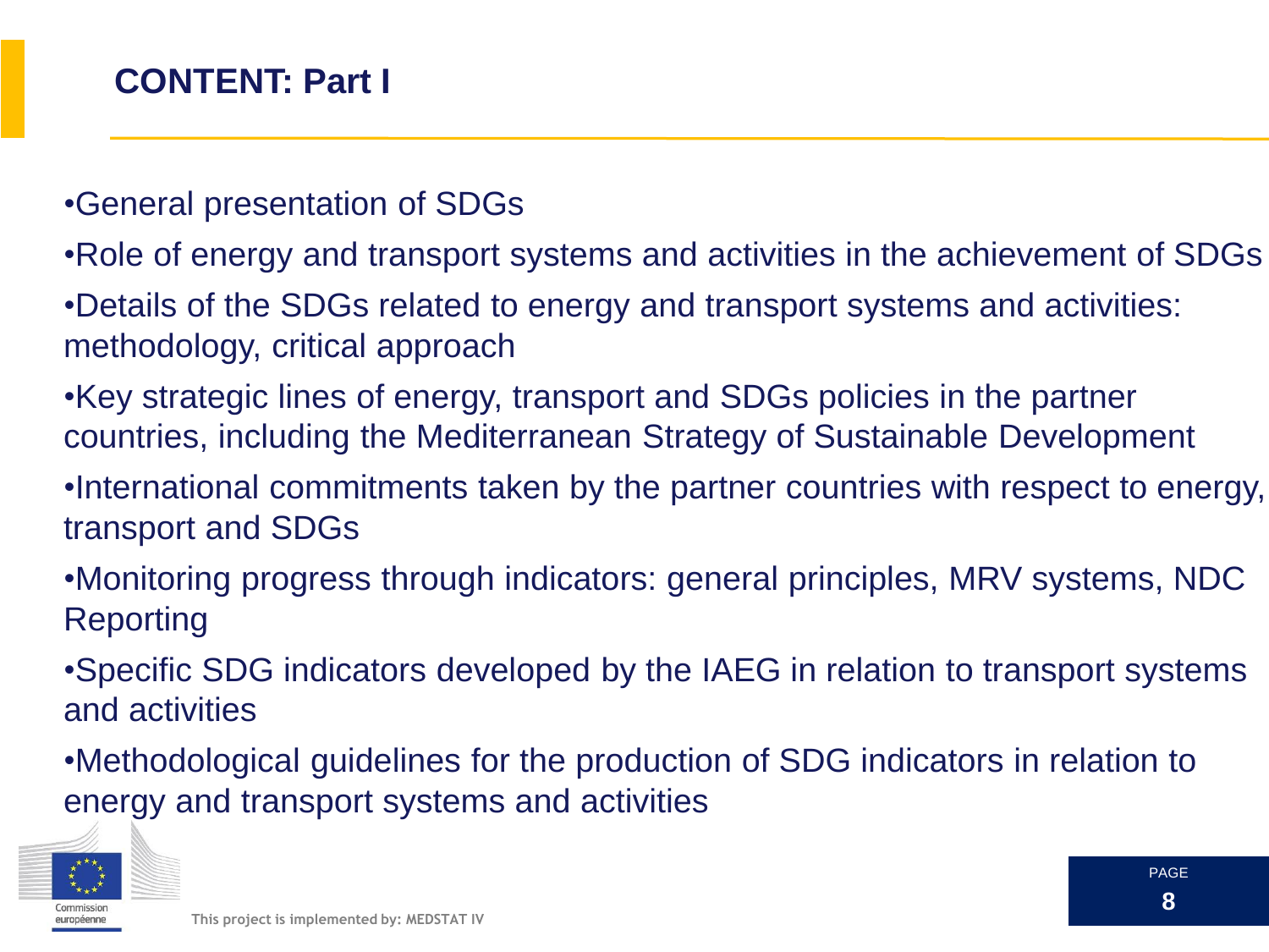## CONTENT: Part I

- General presentation of SDGs
- Role of energy and transport systems and activities in the achievement of SDGs
- Details of the SDGs related to energy and transport systems and activities: methodology, critical approach
- Key strategic lines of energy, transport and SDGs policies in the partner countries, including the Mediterranean Strategy of Sustainable Development
- International commitments taken by the partner countries with respect to energy, transport and SDGs
- Monitoring progress through indicators: general principles, MRV systems, NDC Reporting
- Specific SDG indicators developed by the IAEG in relation to transport systems and activities
- Methodological guidelines for the production of SDG indicators in relation to energy and transport systems and activities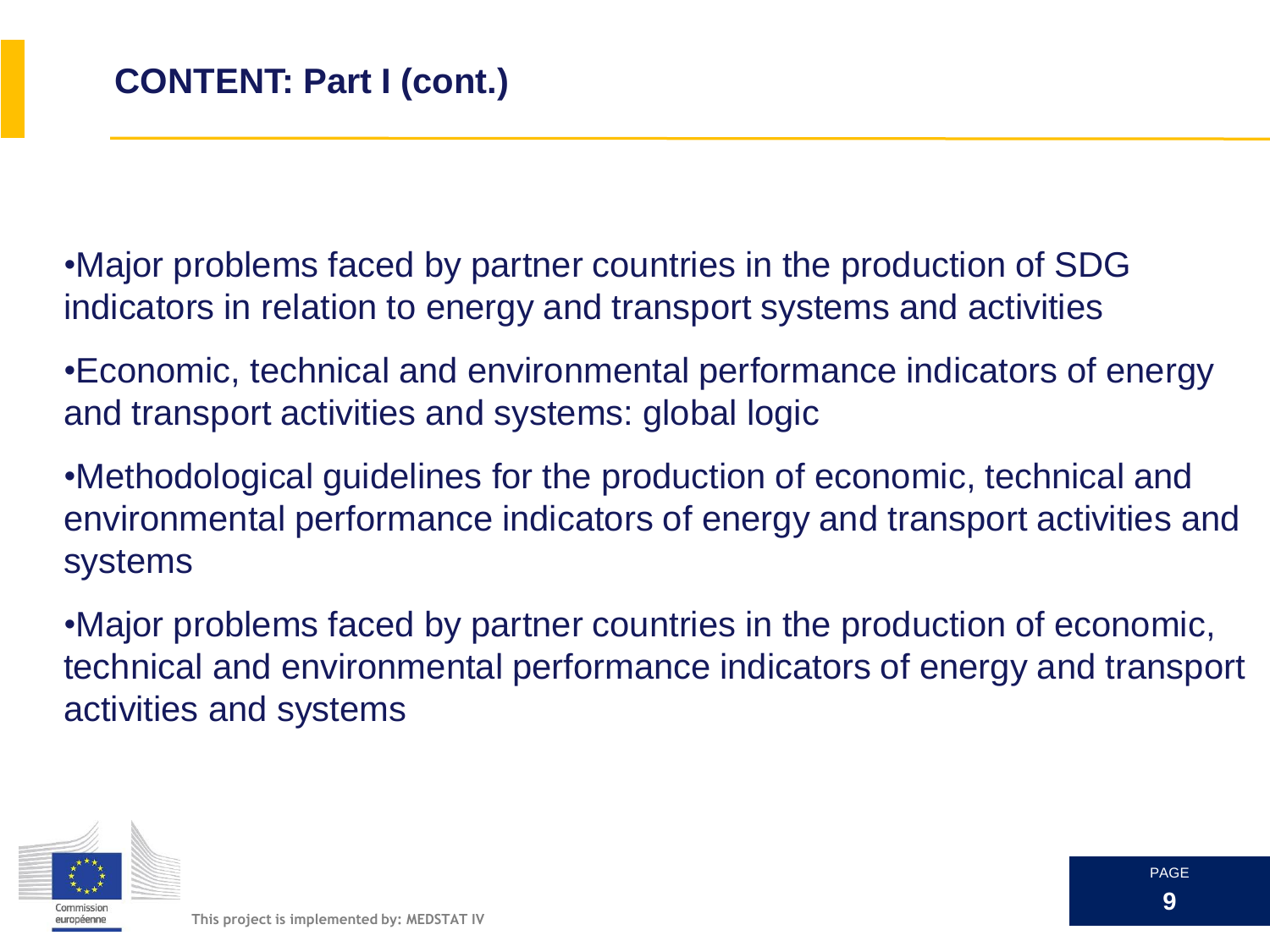## CONTENT: Part I (cont.)

- Major problems faced by partner countries in the production of SDG indicators in relation to energy and transport systems and activities
- Economic, technical and environmental performance indicators of energy and transport activities and systems: global logic
- Methodological guidelines for the production of economic, technical and environmental performance indicators of energy and transport activities and systems
- Major problems faced by partner countries in the production of economic, technical and environmental performance indicators of energy and transport activities and systems

This project is implemented by: MEDSTAT IV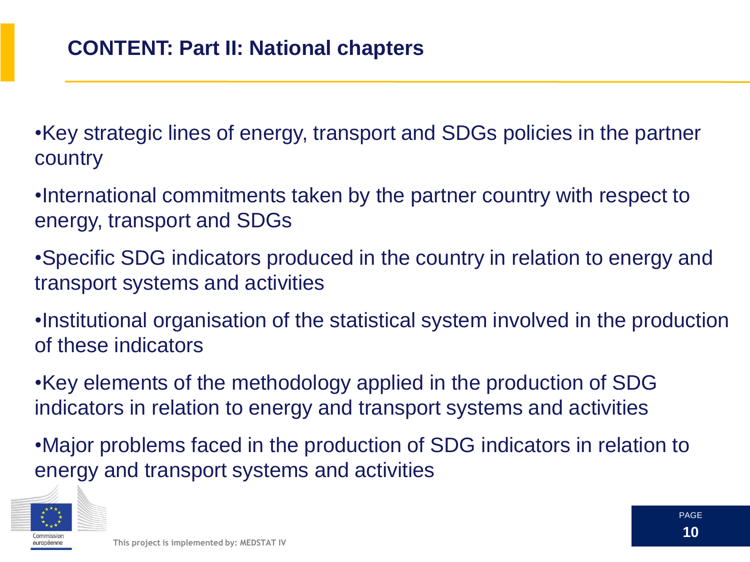## CONTENT: Part II: National chapters

- Key strategic lines of energy, transport and SDGs policies in the partner country
- International commitments taken by the partner country with respect to energy, transport and SDGs
- Specific SDG indicators produced in the country in relation to energy and transport systems and activities
- Institutional organisation of the statistical system involved in the production of these indicators
- Key elements of the methodology applied in the production of SDG indicators in relation to energy and transport systems and activities
- Major problems faced in the production of SDG indicators in relation to energy and transport systems and activities

This project is implemented by: MEDSTAT IV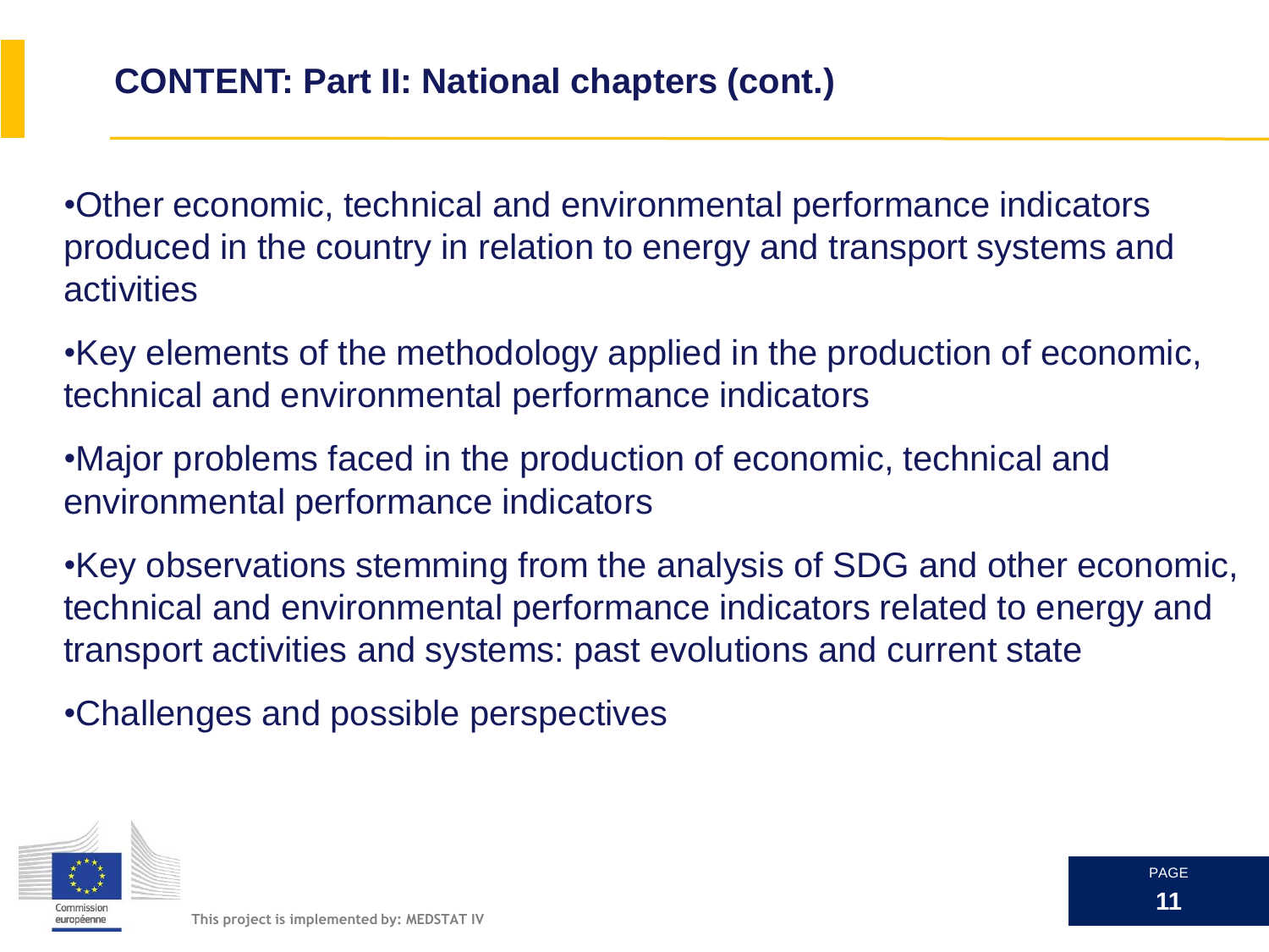## CONTENT: Part II: National chapters (cont.)

- Other economic, technical and environmental performance indicators produced in the country in relation to energy and transport systems and activities
- Key elements of the methodology applied in the production of economic, technical and environmental performance indicators
- Major problems faced in the production of economic, technical and environmental performance indicators
- Key observations stemming from the analysis of SDG and other economic, technical and environmental performance indicators related to energy and transport activities and systems: past evolutions and current state
- Challenges and possible perspectives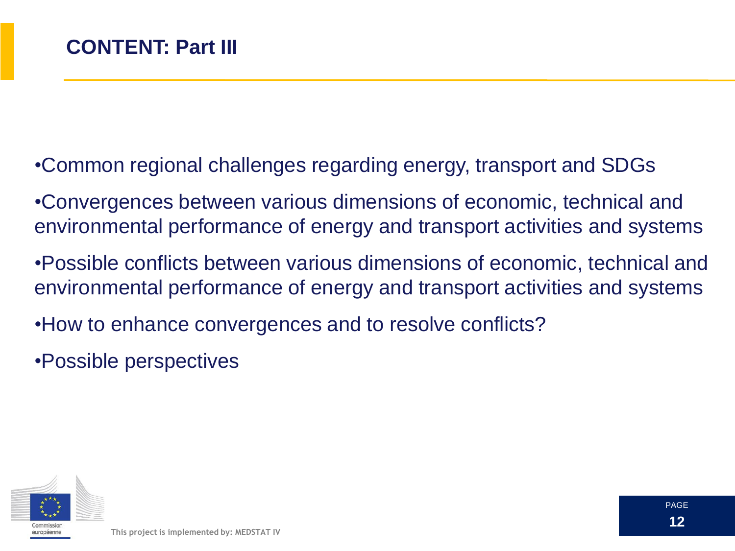# CONTENT: Part III

- Common regional challenges regarding energy, transport and SDGs
- Convergences between various dimensions of economic, technical and environmental performance of energy and transport activities and systems
- Possible conflicts between various dimensions of economic, technical and environmental performance of energy and transport activities and systems
- How to enhance convergences and to resolve conflicts?
- Possible perspectives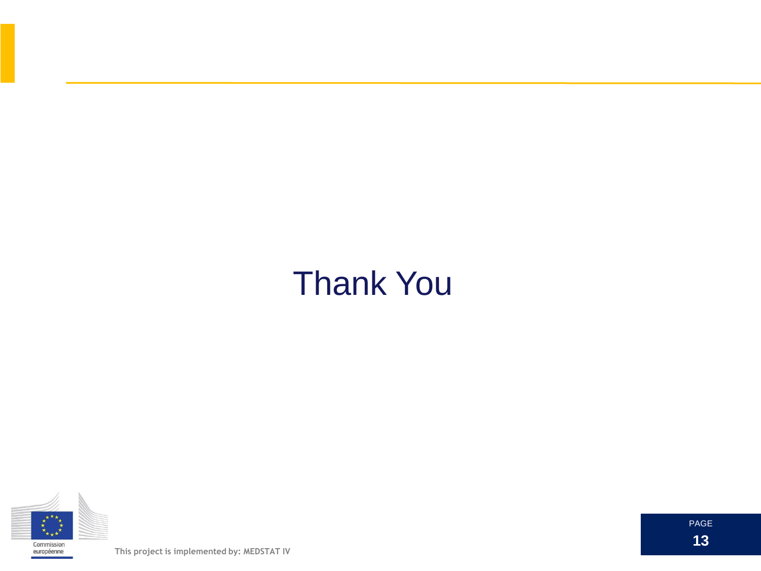# Thank You